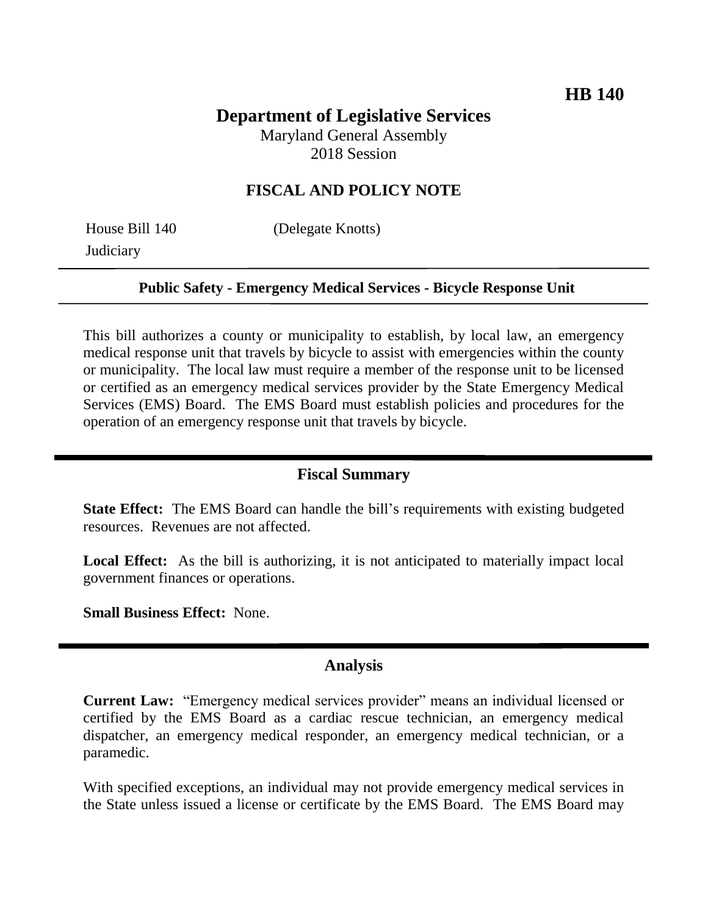**HB 140**

# Department of Legislative Services

Maryland General Assembly
2018 Session

## FISCAL AND POLICY NOTE

House Bill 140 (Delegate Knotts)
Judiciary

---

**Public Safety - Emergency Medical Services - Bicycle Response Unit**

---

This bill authorizes a county or municipality to establish, by local law, an emergency medical response unit that travels by bicycle to assist with emergencies within the county or municipality. The local law must require a member of the response unit to be licensed or certified as an emergency medical services provider by the State Emergency Medical Services (EMS) Board. The EMS Board must establish policies and procedures for the operation of an emergency response unit that travels by bicycle.

---

## Fiscal Summary

**State Effect:** The EMS Board can handle the bill's requirements with existing budgeted resources. Revenues are not affected.

**Local Effect:** As the bill is authorizing, it is not anticipated to materially impact local government finances or operations.

**Small Business Effect:** None.

---

## Analysis

**Current Law:** "Emergency medical services provider" means an individual licensed or certified by the EMS Board as a cardiac rescue technician, an emergency medical dispatcher, an emergency medical responder, an emergency medical technician, or a paramedic.

With specified exceptions, an individual may not provide emergency medical services in the State unless issued a license or certificate by the EMS Board. The EMS Board may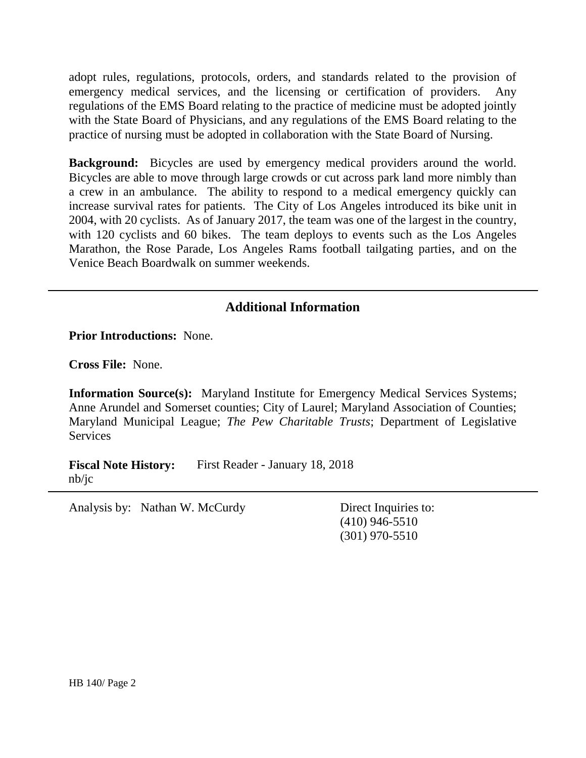adopt rules, regulations, protocols, orders, and standards related to the provision of emergency medical services, and the licensing or certification of providers. Any regulations of the EMS Board relating to the practice of medicine must be adopted jointly with the State Board of Physicians, and any regulations of the EMS Board relating to the practice of nursing must be adopted in collaboration with the State Board of Nursing.

**Background:** Bicycles are used by emergency medical providers around the world. Bicycles are able to move through large crowds or cut across park land more nimbly than a crew in an ambulance. The ability to respond to a medical emergency quickly can increase survival rates for patients. The City of Los Angeles introduced its bike unit in 2004, with 20 cyclists. As of January 2017, the team was one of the largest in the country, with 120 cyclists and 60 bikes. The team deploys to events such as the Los Angeles Marathon, the Rose Parade, Los Angeles Rams football tailgating parties, and on the Venice Beach Boardwalk on summer weekends.

---

## Additional Information

**Prior Introductions:** None.

**Cross File:** None.

**Information Source(s):** Maryland Institute for Emergency Medical Services Systems; Anne Arundel and Somerset counties; City of Laurel; Maryland Association of Counties; Maryland Municipal League; *The Pew Charitable Trusts*; Department of Legislative Services

**Fiscal Note History:** First Reader - January 18, 2018
nb/jc

---

Analysis by: Nathan W. McCurdy

Direct Inquiries to:
(410) 946-5510
(301) 970-5510